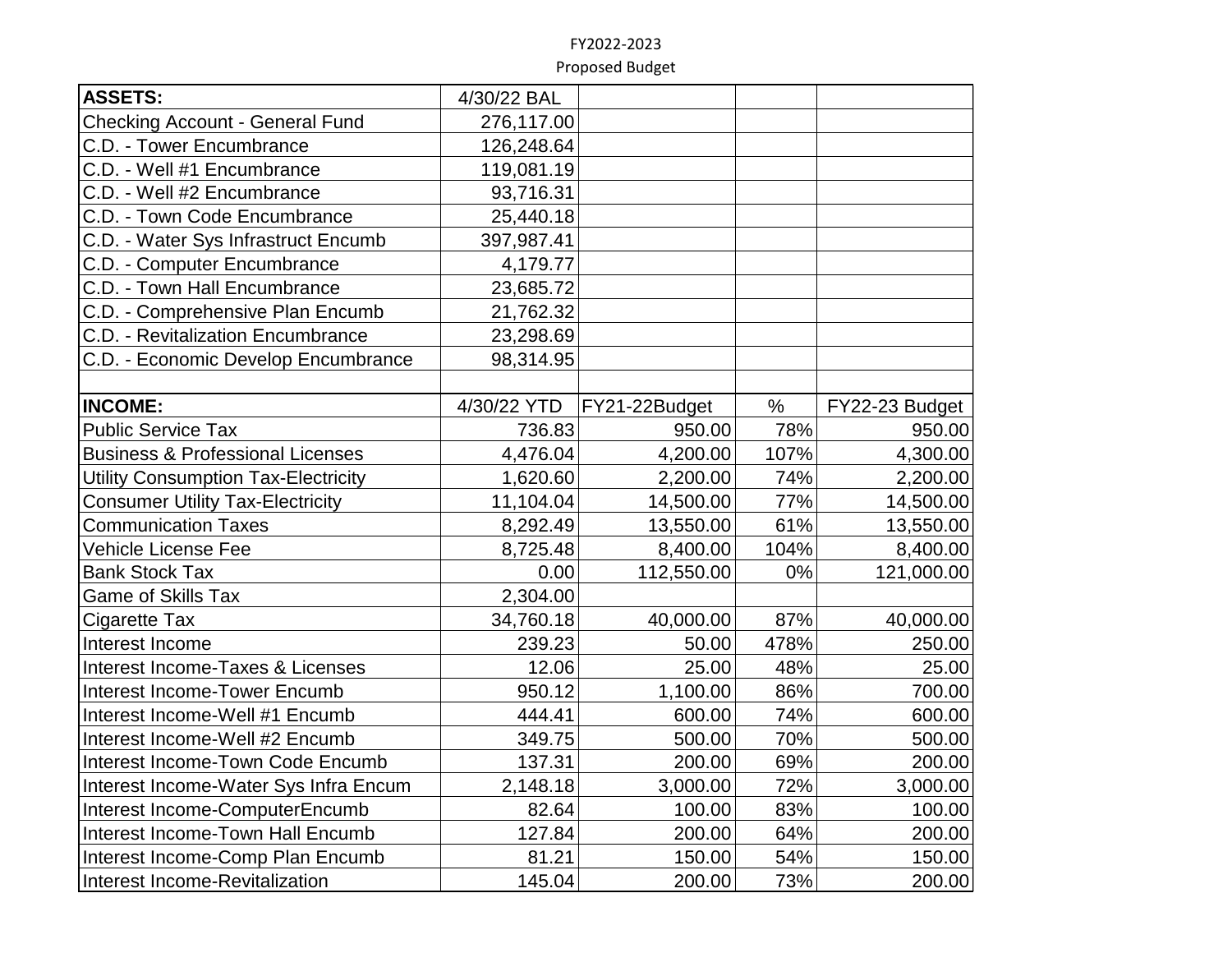FY2022-2023

Proposed Budget

| **ASSETS:** | 4/30/22 BAL | | | |
|---|---|---|---|---|
| Checking Account - General Fund | 276,117.00 | | | |
| C.D. - Tower Encumbrance | 126,248.64 | | | |
| C.D. - Well #1 Encumbrance | 119,081.19 | | | |
| C.D. - Well #2 Encumbrance | 93,716.31 | | | |
| C.D. - Town Code Encumbrance | 25,440.18 | | | |
| C.D. - Water Sys Infrastruct Encumb | 397,987.41 | | | |
| C.D. - Computer Encumbrance | 4,179.77 | | | |
| C.D. - Town Hall Encumbrance | 23,685.72 | | | |
| C.D. - Comprehensive Plan Encumb | 21,762.32 | | | |
| C.D. - Revitalization Encumbrance | 23,298.69 | | | |
| C.D. - Economic Develop Encumbrance | 98,314.95 | | | |
| | | | | |
| **INCOME:** | 4/30/22 YTD | FY21-22Budget | % | FY22-23 Budget |
| Public Service Tax | 736.83 | 950.00 | 78% | 950.00 |
| Business & Professional Licenses | 4,476.04 | 4,200.00 | 107% | 4,300.00 |
| Utility Consumption Tax-Electricity | 1,620.60 | 2,200.00 | 74% | 2,200.00 |
| Consumer Utility Tax-Electricity | 11,104.04 | 14,500.00 | 77% | 14,500.00 |
| Communication Taxes | 8,292.49 | 13,550.00 | 61% | 13,550.00 |
| Vehicle License Fee | 8,725.48 | 8,400.00 | 104% | 8,400.00 |
| Bank Stock Tax | 0.00 | 112,550.00 | 0% | 121,000.00 |
| Game of Skills Tax | 2,304.00 | | | |
| Cigarette Tax | 34,760.18 | 40,000.00 | 87% | 40,000.00 |
| Interest Income | 239.23 | 50.00 | 478% | 250.00 |
| Interest Income-Taxes & Licenses | 12.06 | 25.00 | 48% | 25.00 |
| Interest Income-Tower Encumb | 950.12 | 1,100.00 | 86% | 700.00 |
| Interest Income-Well #1 Encumb | 444.41 | 600.00 | 74% | 600.00 |
| Interest Income-Well #2 Encumb | 349.75 | 500.00 | 70% | 500.00 |
| Interest Income-Town Code Encumb | 137.31 | 200.00 | 69% | 200.00 |
| Interest Income-Water Sys Infra Encum | 2,148.18 | 3,000.00 | 72% | 3,000.00 |
| Interest Income-ComputerEncumb | 82.64 | 100.00 | 83% | 100.00 |
| Interest Income-Town Hall Encumb | 127.84 | 200.00 | 64% | 200.00 |
| Interest Income-Comp Plan Encumb | 81.21 | 150.00 | 54% | 150.00 |
| Interest Income-Revitalization | 145.04 | 200.00 | 73% | 200.00 |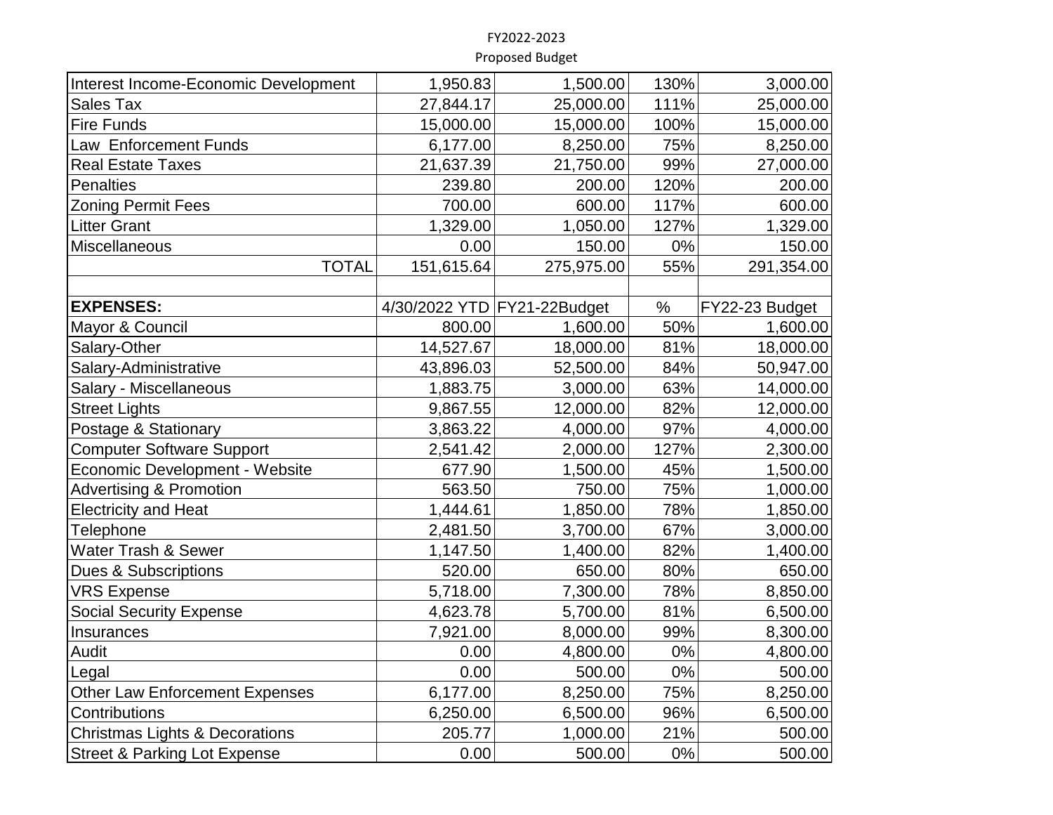FY2022-2023

Proposed Budget

| | | | | |
|---|---|---|---|---|
| Interest Income-Economic Development | 1,950.83 | 1,500.00 | 130% | 3,000.00 |
| Sales Tax | 27,844.17 | 25,000.00 | 111% | 25,000.00 |
| Fire Funds | 15,000.00 | 15,000.00 | 100% | 15,000.00 |
| Law Enforcement Funds | 6,177.00 | 8,250.00 | 75% | 8,250.00 |
| Real Estate Taxes | 21,637.39 | 21,750.00 | 99% | 27,000.00 |
| Penalties | 239.80 | 200.00 | 120% | 200.00 |
| Zoning Permit Fees | 700.00 | 600.00 | 117% | 600.00 |
| Litter Grant | 1,329.00 | 1,050.00 | 127% | 1,329.00 |
| Miscellaneous | 0.00 | 150.00 | 0% | 150.00 |
| TOTAL | 151,615.64 | 275,975.00 | 55% | 291,354.00 |
| | | | | |
| **EXPENSES:** | 4/30/2022 YTD | FY21-22Budget | % | FY22-23 Budget |
| Mayor & Council | 800.00 | 1,600.00 | 50% | 1,600.00 |
| Salary-Other | 14,527.67 | 18,000.00 | 81% | 18,000.00 |
| Salary-Administrative | 43,896.03 | 52,500.00 | 84% | 50,947.00 |
| Salary - Miscellaneous | 1,883.75 | 3,000.00 | 63% | 14,000.00 |
| Street Lights | 9,867.55 | 12,000.00 | 82% | 12,000.00 |
| Postage & Stationary | 3,863.22 | 4,000.00 | 97% | 4,000.00 |
| Computer Software Support | 2,541.42 | 2,000.00 | 127% | 2,300.00 |
| Economic Development - Website | 677.90 | 1,500.00 | 45% | 1,500.00 |
| Advertising & Promotion | 563.50 | 750.00 | 75% | 1,000.00 |
| Electricity and Heat | 1,444.61 | 1,850.00 | 78% | 1,850.00 |
| Telephone | 2,481.50 | 3,700.00 | 67% | 3,000.00 |
| Water Trash & Sewer | 1,147.50 | 1,400.00 | 82% | 1,400.00 |
| Dues & Subscriptions | 520.00 | 650.00 | 80% | 650.00 |
| VRS Expense | 5,718.00 | 7,300.00 | 78% | 8,850.00 |
| Social Security Expense | 4,623.78 | 5,700.00 | 81% | 6,500.00 |
| Insurances | 7,921.00 | 8,000.00 | 99% | 8,300.00 |
| Audit | 0.00 | 4,800.00 | 0% | 4,800.00 |
| Legal | 0.00 | 500.00 | 0% | 500.00 |
| Other Law Enforcement Expenses | 6,177.00 | 8,250.00 | 75% | 8,250.00 |
| Contributions | 6,250.00 | 6,500.00 | 96% | 6,500.00 |
| Christmas Lights & Decorations | 205.77 | 1,000.00 | 21% | 500.00 |
| Street & Parking Lot Expense | 0.00 | 500.00 | 0% | 500.00 |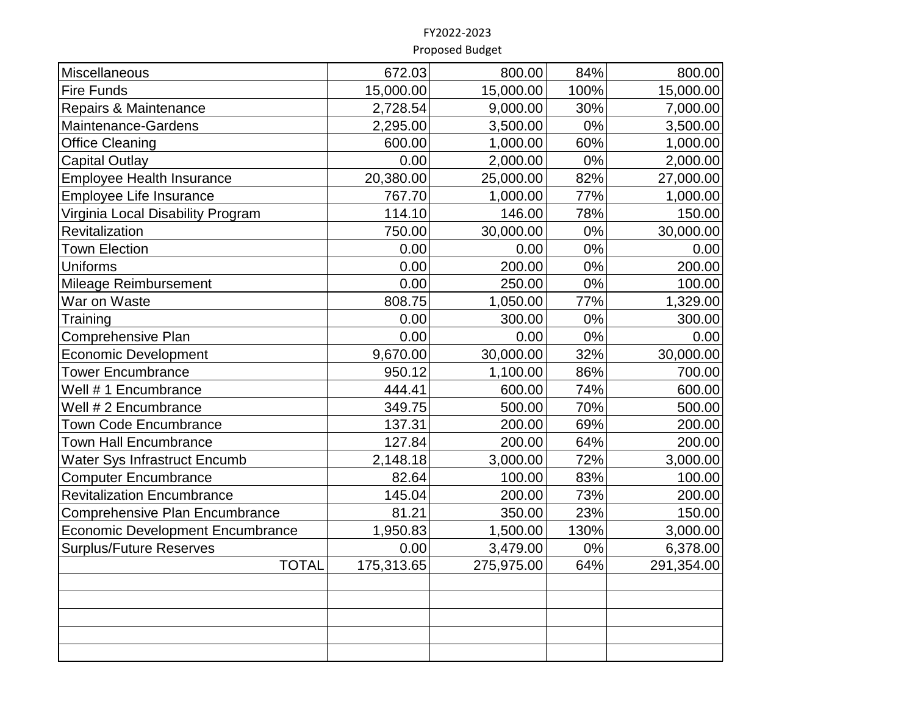FY2022-2023

Proposed Budget

| | | | | |
|---|---|---|---|---|
| Miscellaneous | 672.03 | 800.00 | 84% | 800.00 |
| Fire Funds | 15,000.00 | 15,000.00 | 100% | 15,000.00 |
| Repairs & Maintenance | 2,728.54 | 9,000.00 | 30% | 7,000.00 |
| Maintenance-Gardens | 2,295.00 | 3,500.00 | 0% | 3,500.00 |
| Office Cleaning | 600.00 | 1,000.00 | 60% | 1,000.00 |
| Capital Outlay | 0.00 | 2,000.00 | 0% | 2,000.00 |
| Employee Health Insurance | 20,380.00 | 25,000.00 | 82% | 27,000.00 |
| Employee Life Insurance | 767.70 | 1,000.00 | 77% | 1,000.00 |
| Virginia Local Disability Program | 114.10 | 146.00 | 78% | 150.00 |
| Revitalization | 750.00 | 30,000.00 | 0% | 30,000.00 |
| Town Election | 0.00 | 0.00 | 0% | 0.00 |
| Uniforms | 0.00 | 200.00 | 0% | 200.00 |
| Mileage Reimbursement | 0.00 | 250.00 | 0% | 100.00 |
| War on Waste | 808.75 | 1,050.00 | 77% | 1,329.00 |
| Training | 0.00 | 300.00 | 0% | 300.00 |
| Comprehensive Plan | 0.00 | 0.00 | 0% | 0.00 |
| Economic Development | 9,670.00 | 30,000.00 | 32% | 30,000.00 |
| Tower Encumbrance | 950.12 | 1,100.00 | 86% | 700.00 |
| Well # 1 Encumbrance | 444.41 | 600.00 | 74% | 600.00 |
| Well # 2 Encumbrance | 349.75 | 500.00 | 70% | 500.00 |
| Town Code Encumbrance | 137.31 | 200.00 | 69% | 200.00 |
| Town Hall Encumbrance | 127.84 | 200.00 | 64% | 200.00 |
| Water Sys Infrastruct Encumb | 2,148.18 | 3,000.00 | 72% | 3,000.00 |
| Computer Encumbrance | 82.64 | 100.00 | 83% | 100.00 |
| Revitalization Encumbrance | 145.04 | 200.00 | 73% | 200.00 |
| Comprehensive Plan Encumbrance | 81.21 | 350.00 | 23% | 150.00 |
| Economic Development Encumbrance | 1,950.83 | 1,500.00 | 130% | 3,000.00 |
| Surplus/Future Reserves | 0.00 | 3,479.00 | 0% | 6,378.00 |
| TOTAL | 175,313.65 | 275,975.00 | 64% | 291,354.00 |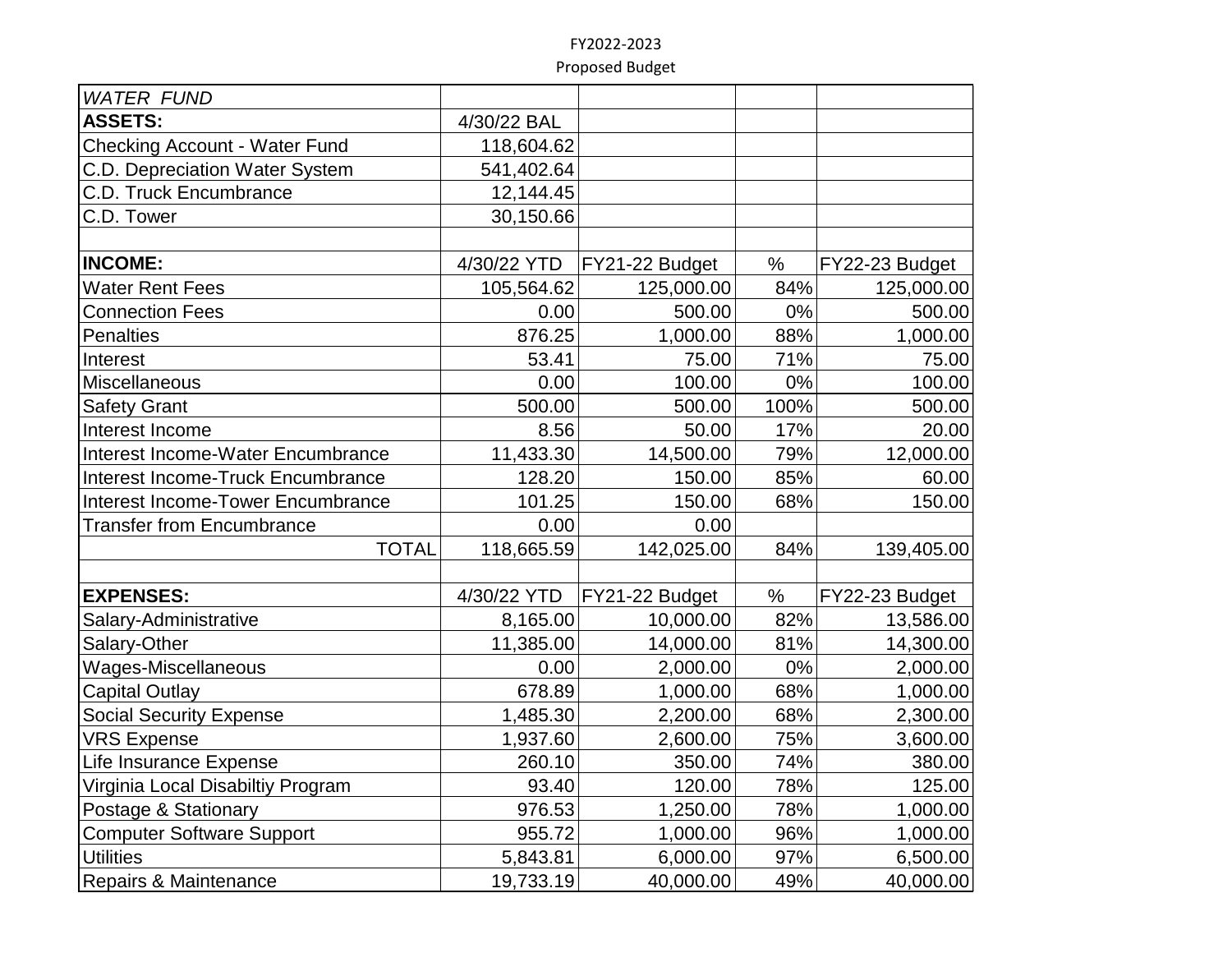FY2022-2023

Proposed Budget

| *WATER FUND* | | | | |
|---|---|---|---|---|
| **ASSETS:** | 4/30/22 BAL | | | |
| Checking Account - Water Fund | 118,604.62 | | | |
| C.D. Depreciation Water System | 541,402.64 | | | |
| C.D. Truck Encumbrance | 12,144.45 | | | |
| C.D. Tower | 30,150.66 | | | |
| | | | | |
| **INCOME:** | 4/30/22 YTD | FY21-22 Budget | % | FY22-23 Budget |
| Water Rent Fees | 105,564.62 | 125,000.00 | 84% | 125,000.00 |
| Connection Fees | 0.00 | 500.00 | 0% | 500.00 |
| Penalties | 876.25 | 1,000.00 | 88% | 1,000.00 |
| Interest | 53.41 | 75.00 | 71% | 75.00 |
| Miscellaneous | 0.00 | 100.00 | 0% | 100.00 |
| Safety Grant | 500.00 | 500.00 | 100% | 500.00 |
| Interest Income | 8.56 | 50.00 | 17% | 20.00 |
| Interest Income-Water Encumbrance | 11,433.30 | 14,500.00 | 79% | 12,000.00 |
| Interest Income-Truck Encumbrance | 128.20 | 150.00 | 85% | 60.00 |
| Interest Income-Tower Encumbrance | 101.25 | 150.00 | 68% | 150.00 |
| Transfer from Encumbrance | 0.00 | 0.00 | | |
| TOTAL | 118,665.59 | 142,025.00 | 84% | 139,405.00 |
| | | | | |
| **EXPENSES:** | 4/30/22 YTD | FY21-22 Budget | % | FY22-23 Budget |
| Salary-Administrative | 8,165.00 | 10,000.00 | 82% | 13,586.00 |
| Salary-Other | 11,385.00 | 14,000.00 | 81% | 14,300.00 |
| Wages-Miscellaneous | 0.00 | 2,000.00 | 0% | 2,000.00 |
| Capital Outlay | 678.89 | 1,000.00 | 68% | 1,000.00 |
| Social Security Expense | 1,485.30 | 2,200.00 | 68% | 2,300.00 |
| VRS Expense | 1,937.60 | 2,600.00 | 75% | 3,600.00 |
| Life Insurance Expense | 260.10 | 350.00 | 74% | 380.00 |
| Virginia Local Disabiltiy Program | 93.40 | 120.00 | 78% | 125.00 |
| Postage & Stationary | 976.53 | 1,250.00 | 78% | 1,000.00 |
| Computer Software Support | 955.72 | 1,000.00 | 96% | 1,000.00 |
| Utilities | 5,843.81 | 6,000.00 | 97% | 6,500.00 |
| Repairs & Maintenance | 19,733.19 | 40,000.00 | 49% | 40,000.00 |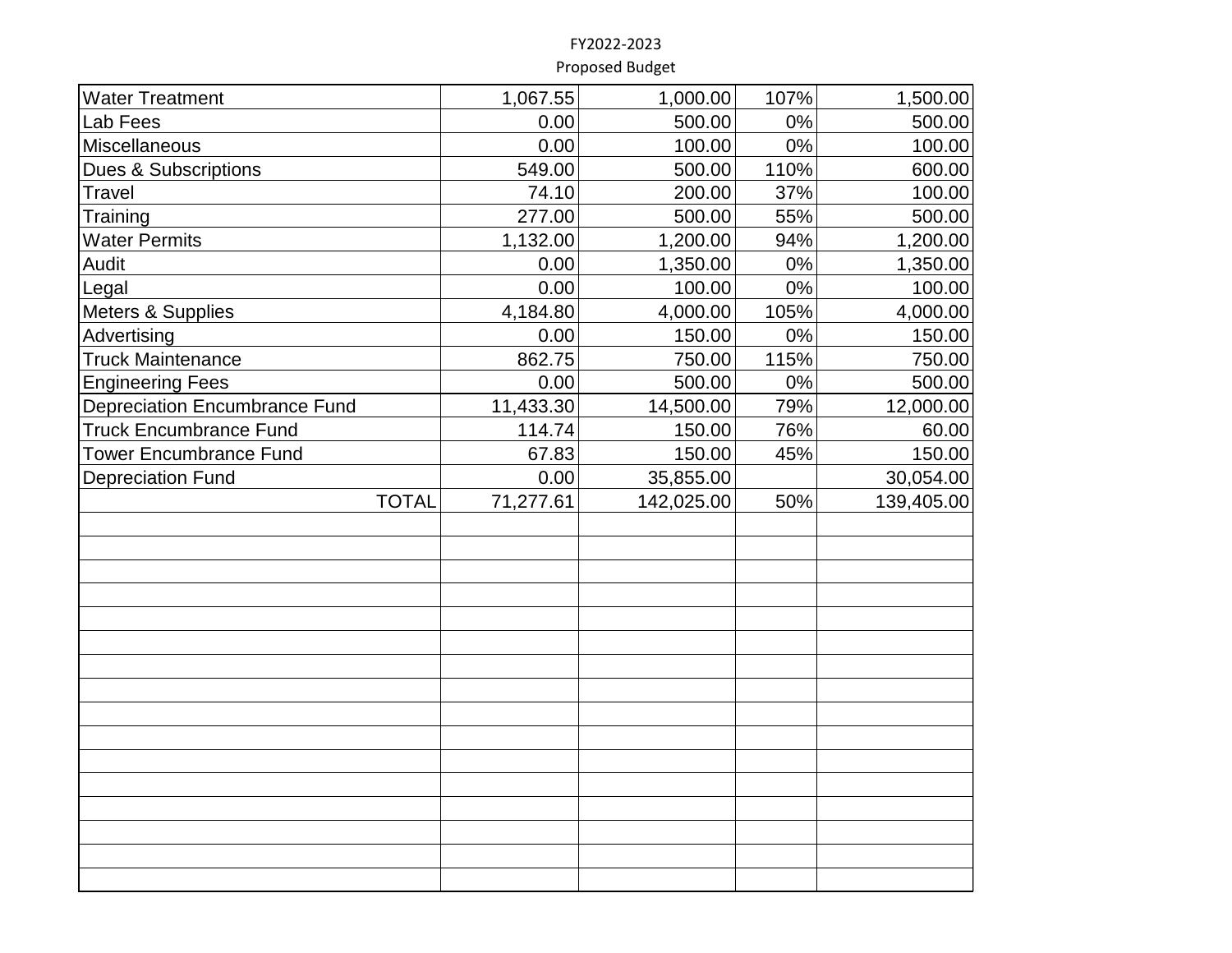FY2022-2023

Proposed Budget

| | | | | |
|---|---|---|---|---|
| Water Treatment | 1,067.55 | 1,000.00 | 107% | 1,500.00 |
| Lab Fees | 0.00 | 500.00 | 0% | 500.00 |
| Miscellaneous | 0.00 | 100.00 | 0% | 100.00 |
| Dues & Subscriptions | 549.00 | 500.00 | 110% | 600.00 |
| Travel | 74.10 | 200.00 | 37% | 100.00 |
| Training | 277.00 | 500.00 | 55% | 500.00 |
| Water Permits | 1,132.00 | 1,200.00 | 94% | 1,200.00 |
| Audit | 0.00 | 1,350.00 | 0% | 1,350.00 |
| Legal | 0.00 | 100.00 | 0% | 100.00 |
| Meters & Supplies | 4,184.80 | 4,000.00 | 105% | 4,000.00 |
| Advertising | 0.00 | 150.00 | 0% | 150.00 |
| Truck Maintenance | 862.75 | 750.00 | 115% | 750.00 |
| Engineering Fees | 0.00 | 500.00 | 0% | 500.00 |
| Depreciation Encumbrance Fund | 11,433.30 | 14,500.00 | 79% | 12,000.00 |
| Truck Encumbrance Fund | 114.74 | 150.00 | 76% | 60.00 |
| Tower Encumbrance Fund | 67.83 | 150.00 | 45% | 150.00 |
| Depreciation Fund | 0.00 | 35,855.00 | | 30,054.00 |
| TOTAL | 71,277.61 | 142,025.00 | 50% | 139,405.00 |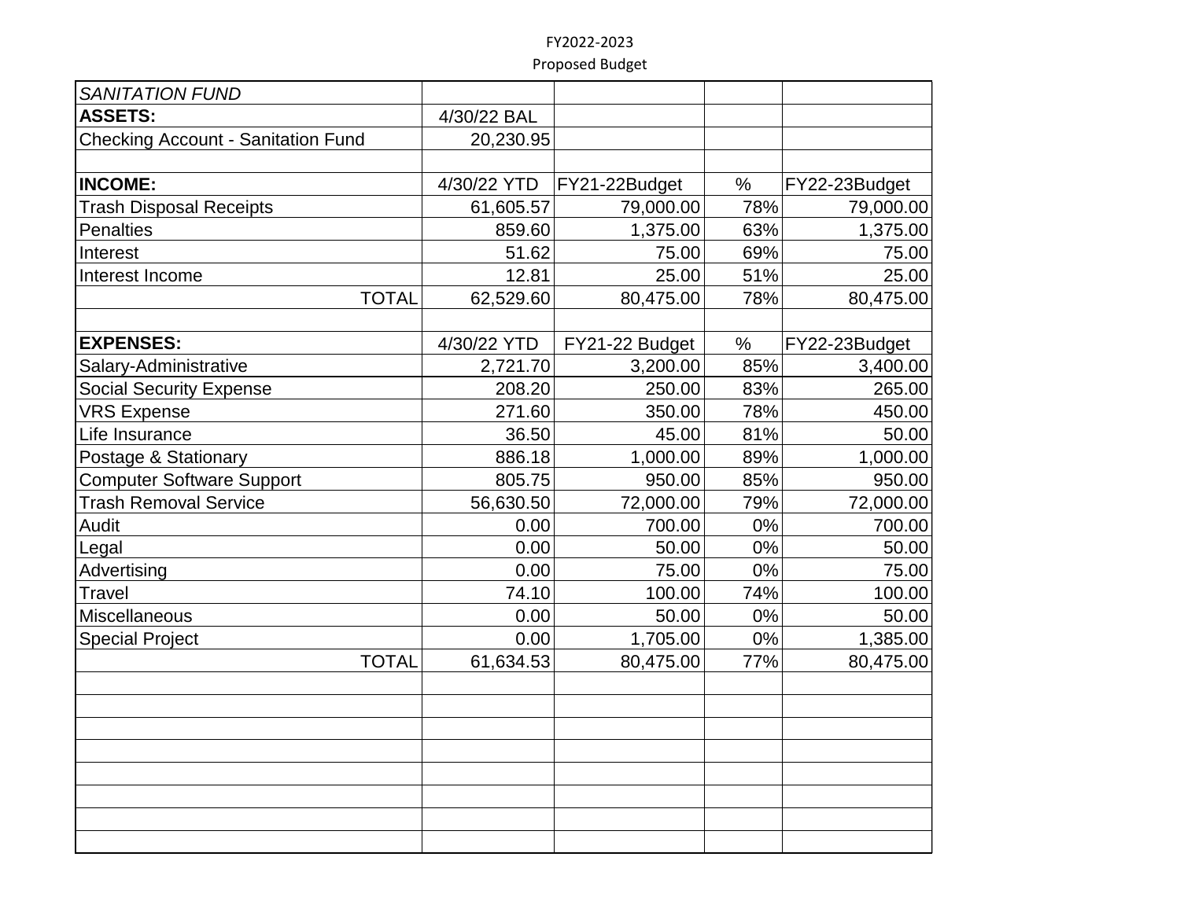FY2022-2023

Proposed Budget

| *SANITATION FUND* | | | | |
|---|---|---|---|---|
| **ASSETS:** | 4/30/22 BAL | | | |
| Checking Account - Sanitation Fund | 20,230.95 | | | |
| | | | | |
| **INCOME:** | 4/30/22 YTD | FY21-22Budget | % | FY22-23Budget |
| Trash Disposal Receipts | 61,605.57 | 79,000.00 | 78% | 79,000.00 |
| Penalties | 859.60 | 1,375.00 | 63% | 1,375.00 |
| Interest | 51.62 | 75.00 | 69% | 75.00 |
| Interest Income | 12.81 | 25.00 | 51% | 25.00 |
| TOTAL | 62,529.60 | 80,475.00 | 78% | 80,475.00 |
| | | | | |
| **EXPENSES:** | 4/30/22 YTD | FY21-22 Budget | % | FY22-23Budget |
| Salary-Administrative | 2,721.70 | 3,200.00 | 85% | 3,400.00 |
| Social Security Expense | 208.20 | 250.00 | 83% | 265.00 |
| VRS Expense | 271.60 | 350.00 | 78% | 450.00 |
| Life Insurance | 36.50 | 45.00 | 81% | 50.00 |
| Postage & Stationary | 886.18 | 1,000.00 | 89% | 1,000.00 |
| Computer Software Support | 805.75 | 950.00 | 85% | 950.00 |
| Trash Removal Service | 56,630.50 | 72,000.00 | 79% | 72,000.00 |
| Audit | 0.00 | 700.00 | 0% | 700.00 |
| Legal | 0.00 | 50.00 | 0% | 50.00 |
| Advertising | 0.00 | 75.00 | 0% | 75.00 |
| Travel | 74.10 | 100.00 | 74% | 100.00 |
| Miscellaneous | 0.00 | 50.00 | 0% | 50.00 |
| Special Project | 0.00 | 1,705.00 | 0% | 1,385.00 |
| TOTAL | 61,634.53 | 80,475.00 | 77% | 80,475.00 |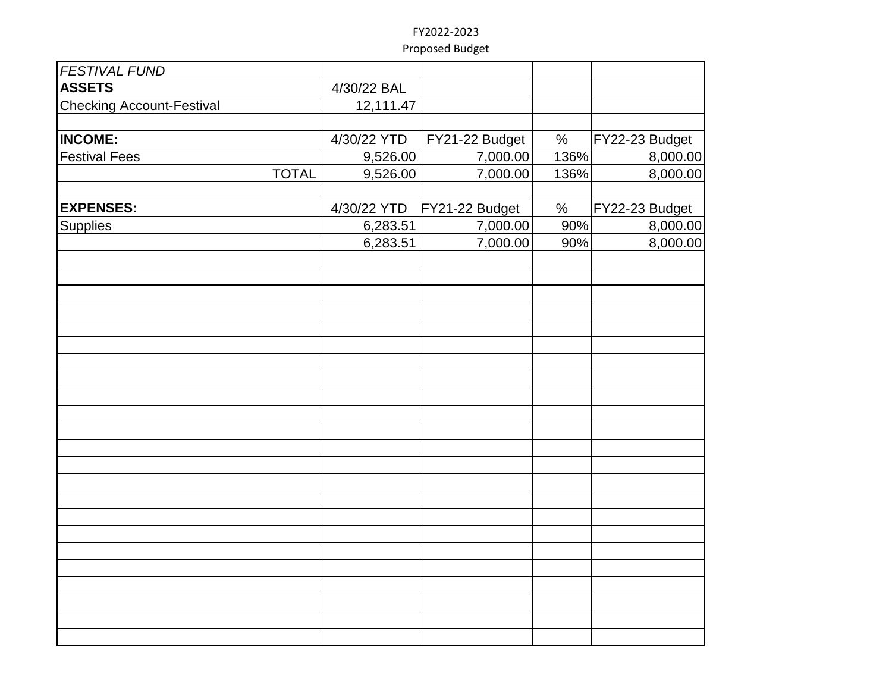FY2022-2023

Proposed Budget

| *FESTIVAL FUND* | | | | |
|---|---|---|---|---|
| **ASSETS** | 4/30/22 BAL | | | |
| Checking Account-Festival | 12,111.47 | | | |
| | | | | |
| **INCOME:** | 4/30/22 YTD | FY21-22 Budget | % | FY22-23 Budget |
| Festival Fees | 9,526.00 | 7,000.00 | 136% | 8,000.00 |
| TOTAL | 9,526.00 | 7,000.00 | 136% | 8,000.00 |
| | | | | |
| **EXPENSES:** | 4/30/22 YTD | FY21-22 Budget | % | FY22-23 Budget |
| Supplies | 6,283.51 | 7,000.00 | 90% | 8,000.00 |
| | 6,283.51 | 7,000.00 | 90% | 8,000.00 |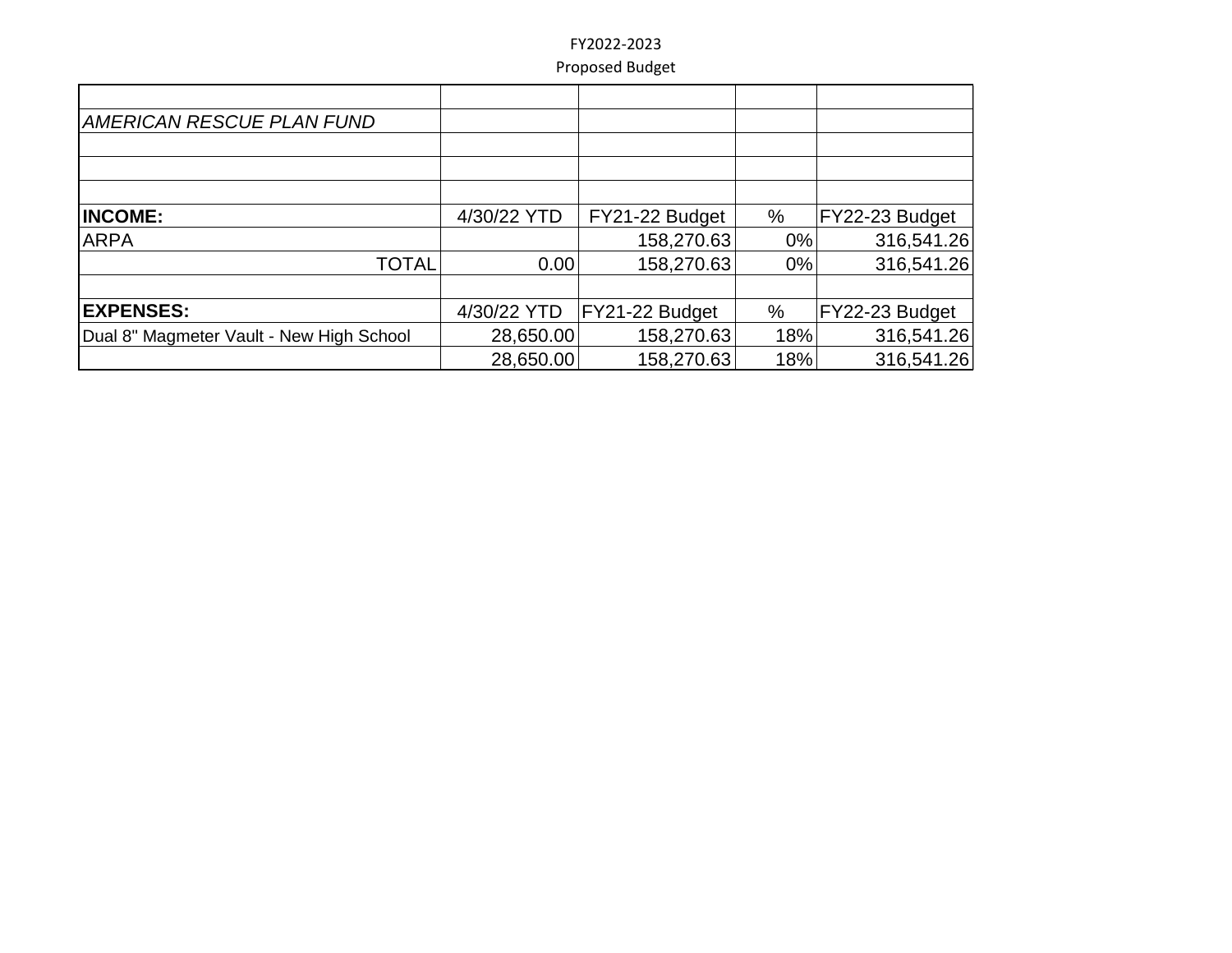FY2022-2023

Proposed Budget

| | | | | |
|---|---|---|---|---|
| *AMERICAN RESCUE PLAN FUND* | | | | |
| | | | | |
| | | | | |
| | | | | |
| **INCOME:** | 4/30/22 YTD | FY21-22 Budget | % | FY22-23 Budget |
| ARPA | | 158,270.63 | 0% | 316,541.26 |
| TOTAL | 0.00 | 158,270.63 | 0% | 316,541.26 |
| | | | | |
| **EXPENSES:** | 4/30/22 YTD | FY21-22 Budget | % | FY22-23 Budget |
| Dual 8" Magmeter Vault - New High School | 28,650.00 | 158,270.63 | 18% | 316,541.26 |
| | 28,650.00 | 158,270.63 | 18% | 316,541.26 |